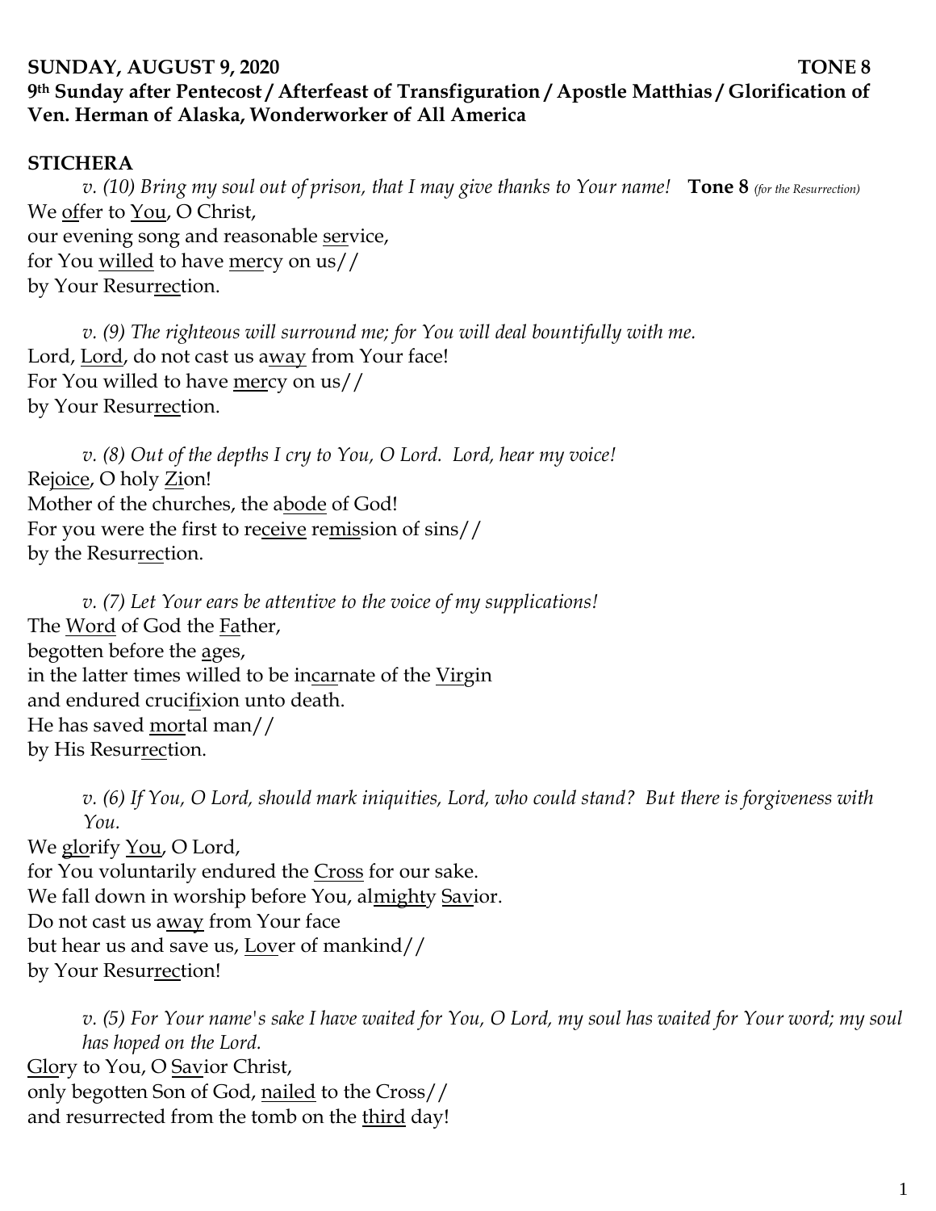**SUNDAY, AUGUST 9, 2020 TONE 8**

**9th Sunday after Pentecost / Afterfeast of Transfiguration / Apostle Matthias / Glorification of Ven. Herman of Alaska, Wonderworker of All America**

## STICHERA

*v. (10) Bring my soul out of prison, that I may give thanks to Your name!* **Tone 8** *(for the Resurrection)*

We <u>of</u>fer to <u>You</u>, O Christ,
our evening song and reasonable <u>ser</u>vice,
for You <u>willed</u> to have <u>mer</u>cy on us//
by Your Resur<u>rec</u>tion.

*v. (9) The righteous will surround me; for You will deal bountifully with me.*

Lord, <u>Lord</u>, do not cast us a<u>way</u> from Your face!
For You willed to have <u>mer</u>cy on us//
by Your Resur<u>rec</u>tion.

*v. (8) Out of the depths I cry to You, O Lord. Lord, hear my voice!*

Re<u>joice</u>, O holy <u>Zi</u>on!
Mother of the churches, the a<u>bode</u> of God!
For you were the first to re<u>ceive</u> re<u>mis</u>sion of sins//
by the Resur<u>rec</u>tion.

*v. (7) Let Your ears be attentive to the voice of my supplications!*

The <u>Word</u> of God the <u>Fa</u>ther,
begotten before the <u>a</u>ges,
in the latter times willed to be in<u>car</u>nate of the <u>Vir</u>gin
and endured cruci<u>fi</u>xion unto death.
He has saved <u>mor</u>tal man//
by His Resur<u>rec</u>tion.

*v. (6) If You, O Lord, should mark iniquities, Lord, who could stand? But there is forgiveness with You.*

We <u>glo</u>rify <u>You</u>, O Lord,
for You voluntarily endured the <u>Cross</u> for our sake.
We fall down in worship before You, al<u>mighty</u> <u>Sav</u>ior.
Do not cast us a<u>way</u> from Your face
but hear us and save us, <u>Lov</u>er of mankind//
by Your Resur<u>rec</u>tion!

*v. (5) For Your name's sake I have waited for You, O Lord, my soul has waited for Your word; my soul has hoped on the Lord.*

<u>Glo</u>ry to You, O <u>Sav</u>ior Christ,
only begotten Son of God, <u>nailed</u> to the Cross//
and resurrected from the tomb on the <u>third</u> day!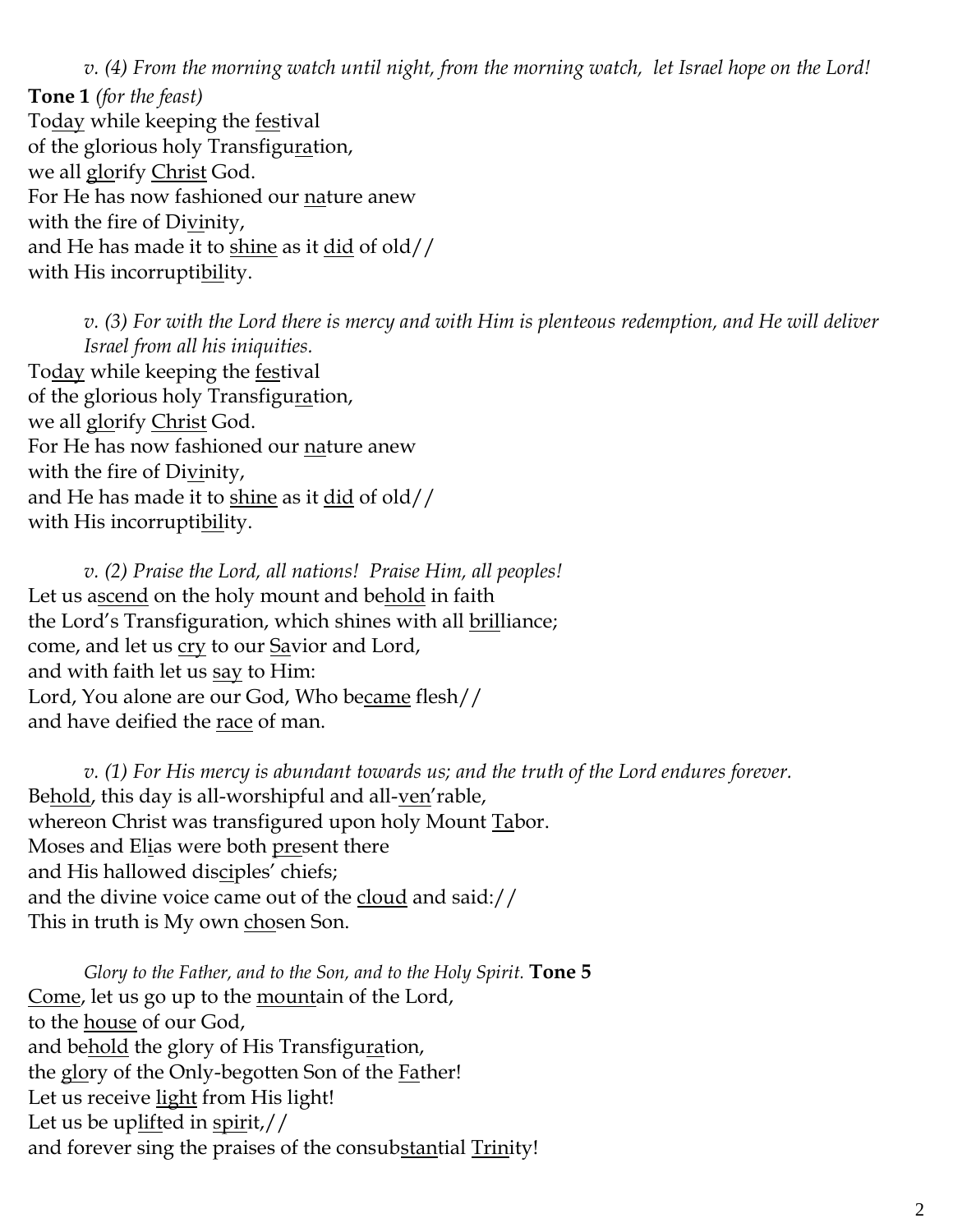*v. (4) From the morning watch until night, from the morning watch, let Israel hope on the Lord!*

**Tone 1** *(for the feast)*
Today while keeping the festival
of the glorious holy Transfiguration,
we all glorify Christ God.
For He has now fashioned our nature anew
with the fire of Divinity,
and He has made it to shine as it did of old//
with His incorruptibility.

*v. (3) For with the Lord there is mercy and with Him is plenteous redemption, and He will deliver Israel from all his iniquities.*

Today while keeping the festival
of the glorious holy Transfiguration,
we all glorify Christ God.
For He has now fashioned our nature anew
with the fire of Divinity,
and He has made it to shine as it did of old//
with His incorruptibility.

*v. (2) Praise the Lord, all nations! Praise Him, all peoples!*

Let us ascend on the holy mount and behold in faith
the Lord's Transfiguration, which shines with all brilliance;
come, and let us cry to our Savior and Lord,
and with faith let us say to Him:
Lord, You alone are our God, Who became flesh//
and have deified the race of man.

*v. (1) For His mercy is abundant towards us; and the truth of the Lord endures forever.*

Behold, this day is all-worshipful and all-ven'rable,
whereon Christ was transfigured upon holy Mount Tabor.
Moses and Elias were both present there
and His hallowed disciples' chiefs;
and the divine voice came out of the cloud and said://
This in truth is My own chosen Son.

*Glory to the Father, and to the Son, and to the Holy Spirit.* **Tone 5**

Come, let us go up to the mountain of the Lord,
to the house of our God,
and behold the glory of His Transfiguration,
the glory of the Only-begotten Son of the Father!
Let us receive light from His light!
Let us be uplifted in spirit,//
and forever sing the praises of the consubstantial Trinity!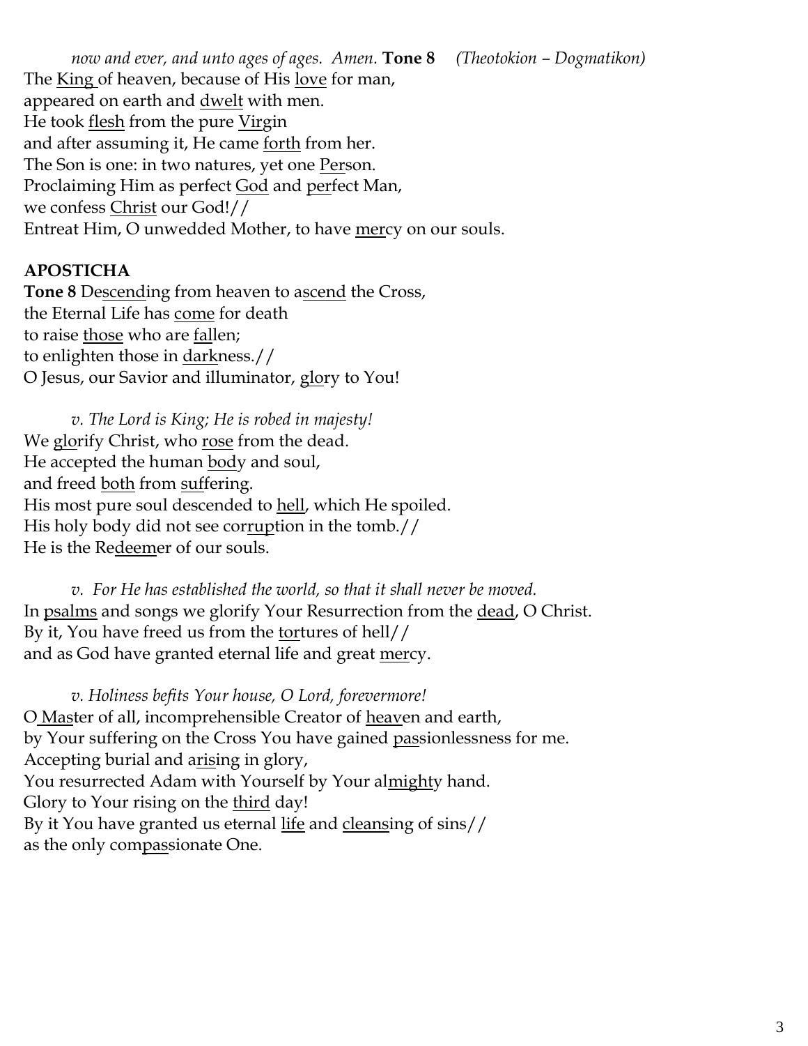*now and ever, and unto ages of ages. Amen.* **Tone 8** *(Theotokion – Dogmatikon)*

The <u>King</u> of heaven, because of His <u>love</u> for man,
appeared on earth and <u>dwelt</u> with men.
He took <u>flesh</u> from the pure <u>Vir</u>gin
and after assuming it, He came <u>forth</u> from her.
The Son is one: in two natures, yet one <u>Per</u>son.
Proclaiming Him as perfect <u>God</u> and <u>per</u>fect Man,
we confess <u>Christ</u> our God!//
Entreat Him, O unwedded Mother, to have <u>mer</u>cy on our souls.

**APOSTICHA**

**Tone 8** De<u>scend</u>ing from heaven to a<u>scend</u> the Cross,
the Eternal Life has <u>come</u> for death
to raise <u>those</u> who are <u>fal</u>len;
to enlighten those in <u>dark</u>ness.//
O Jesus, our Savior and illuminator, <u>glo</u>ry to You!

*v. The Lord is King; He is robed in majesty!*

We <u>glo</u>rify Christ, who <u>rose</u> from the dead.
He accepted the human <u>bod</u>y and soul,
and freed <u>both</u> from <u>suf</u>fering.
His most pure soul descended to <u>hell</u>, which He spoiled.
His holy body did not see cor<u>rup</u>tion in the tomb.//
He is the Re<u>deem</u>er of our souls.

*v. For He has established the world, so that it shall never be moved.*

In <u>psalms</u> and songs we glorify Your Resurrection from the <u>dead</u>, O Christ.
By it, You have freed us from the <u>tor</u>tures of hell//
and as God have granted eternal life and great <u>mer</u>cy.

*v. Holiness befits Your house, O Lord, forevermore!*

O <u>Mas</u>ter of all, incomprehensible Creator of <u>heav</u>en and earth,
by Your suffering on the Cross You have gained <u>pas</u>sionlessness for me.
Accepting burial and a<u>ris</u>ing in glory,
You resurrected Adam with Yourself by Your al<u>might</u>y hand.
Glory to Your rising on the <u>third</u> day!
By it You have granted us eternal <u>life</u> and <u>cleans</u>ing of sins//
as the only com<u>pas</u>sionate One.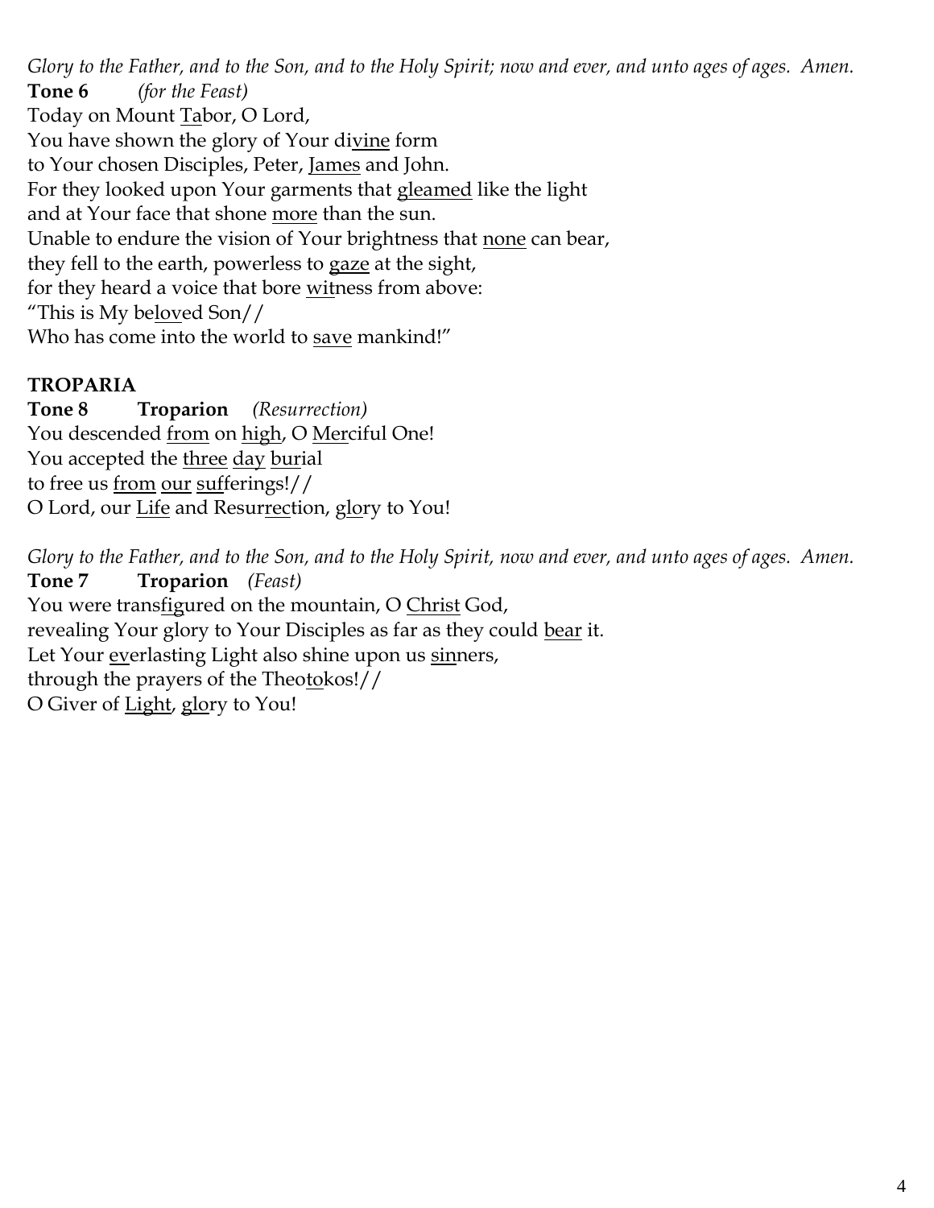*Glory to the Father, and to the Son, and to the Holy Spirit; now and ever, and unto ages of ages. Amen.*

**Tone 6** *(for the Feast)*

Today on Mount <u>Ta</u>bor, O Lord,
You have shown the glory of Your di<u>vine</u> form
to Your chosen Disciples, Peter, <u>James</u> and John.
For they looked upon Your garments that <u>gleamed</u> like the light
and at Your face that shone <u>more</u> than the sun.
Unable to endure the vision of Your brightness that <u>none</u> can bear,
they fell to the earth, powerless to <u>gaze</u> at the sight,
for they heard a voice that bore <u>wit</u>ness from above:
"This is My be<u>lov</u>ed Son//
Who has come into the world to <u>save</u> mankind!"

**TROPARIA**

**Tone 8** **Troparion** *(Resurrection)*

You descended <u>from</u> on <u>high</u>, O <u>Mer</u>ciful One!
You accepted the <u>three</u> <u>day</u> <u>bur</u>ial
to free us <u>from</u> <u>our</u> <u>suf</u>ferings!//
O Lord, our <u>Life</u> and Resur<u>rec</u>tion, <u>glo</u>ry to You!

*Glory to the Father, and to the Son, and to the Holy Spirit, now and ever, and unto ages of ages. Amen.*

**Tone 7** **Troparion** *(Feast)*

You were trans<u>fig</u>ured on the mountain, O <u>Christ</u> God,
revealing Your glory to Your Disciples as far as they could <u>bear</u> it.
Let Your <u>ev</u>erlasting Light also shine upon us <u>sin</u>ners,
through the prayers of the Theo<u>to</u>kos!//
O Giver of <u>Light</u>, <u>glo</u>ry to You!